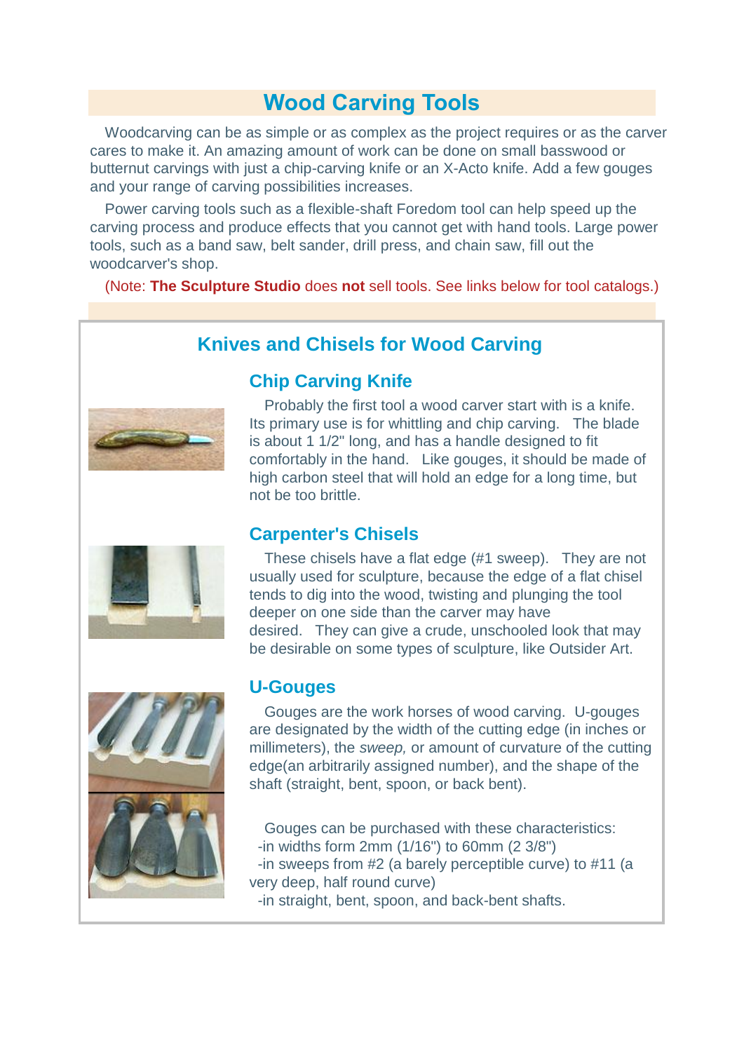# Wood Carving Tools

Woodcarving can be as simple or as complex as the project requires or as the carver cares to make it. An amazing amount of work can be done on small basswood or butternut carvings with just a chip-carving knife or an X-Acto knife. Add a few gouges and your range of carving possibilities increases.

Power carving tools such as a flexible-shaft Foredom tool can help speed up the carving process and produce effects that you cannot get with hand tools. Large power tools, such as a band saw, belt sander, drill press, and chain saw, fill out the woodcarver's shop.

(Note: **The Sculpture Studio** does **not** sell tools. See links below for tool catalogs.)

## Knives and Chisels for Wood Carving

### Chip Carving Knife

Probably the first tool a wood carver start with is a knife. Its primary use is for whittling and chip carving. The blade is about 1 1/2" long, and has a handle designed to fit comfortably in the hand. Like gouges, it should be made of high carbon steel that will hold an edge for a long time, but not be too brittle.

### Carpenter's Chisels

These chisels have a flat edge (#1 sweep). They are not usually used for sculpture, because the edge of a flat chisel tends to dig into the wood, twisting and plunging the tool deeper on one side than the carver may have desired. They can give a crude, unschooled look that may be desirable on some types of sculpture, like Outsider Art.

### U-Gouges

Gouges are the work horses of wood carving. U-gouges are designated by the width of the cutting edge (in inches or millimeters), the *sweep,* or amount of curvature of the cutting edge(an arbitrarily assigned number), and the shape of the shaft (straight, bent, spoon, or back bent).

Gouges can be purchased with these characteristics:
- in widths form 2mm (1/16") to 60mm (2 3/8")
- in sweeps from #2 (a barely perceptible curve) to #11 (a very deep, half round curve)
- in straight, bent, spoon, and back-bent shafts.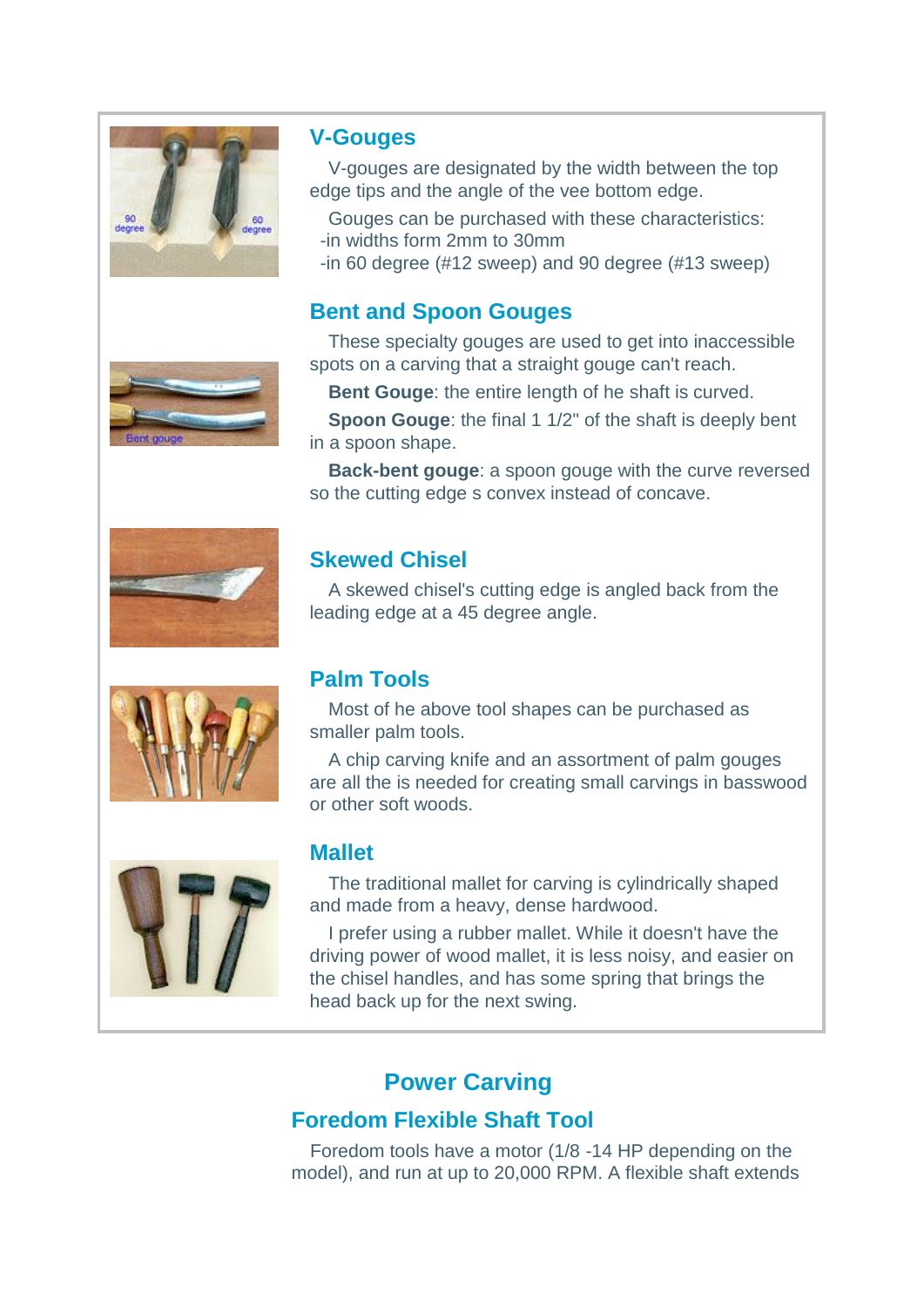## V-Gouges

V-gouges are designated by the width between the top edge tips and the angle of the vee bottom edge.

Gouges can be purchased with these characteristics:
-in widths form 2mm to 30mm
-in 60 degree (#12 sweep) and 90 degree (#13 sweep)

## Bent and Spoon Gouges

These specialty gouges are used to get into inaccessible spots on a carving that a straight gouge can't reach.

**Bent Gouge**: the entire length of he shaft is curved.

**Spoon Gouge**: the final 1 1/2" of the shaft is deeply bent in a spoon shape.

**Back-bent gouge**: a spoon gouge with the curve reversed so the cutting edge s convex instead of concave.

## Skewed Chisel

A skewed chisel's cutting edge is angled back from the leading edge at a 45 degree angle.

## Palm Tools

Most of he above tool shapes can be purchased as smaller palm tools.

A chip carving knife and an assortment of palm gouges are all the is needed for creating small carvings in basswood or other soft woods.

## Mallet

The traditional mallet for carving is cylindrically shaped and made from a heavy, dense hardwood.

I prefer using a rubber mallet. While it doesn't have the driving power of wood mallet, it is less noisy, and easier on the chisel handles, and has some spring that brings the head back up for the next swing.

# Power Carving

## Foredom Flexible Shaft Tool

Foredom tools have a motor (1/8 -14 HP depending on the model), and run at up to 20,000 RPM. A flexible shaft extends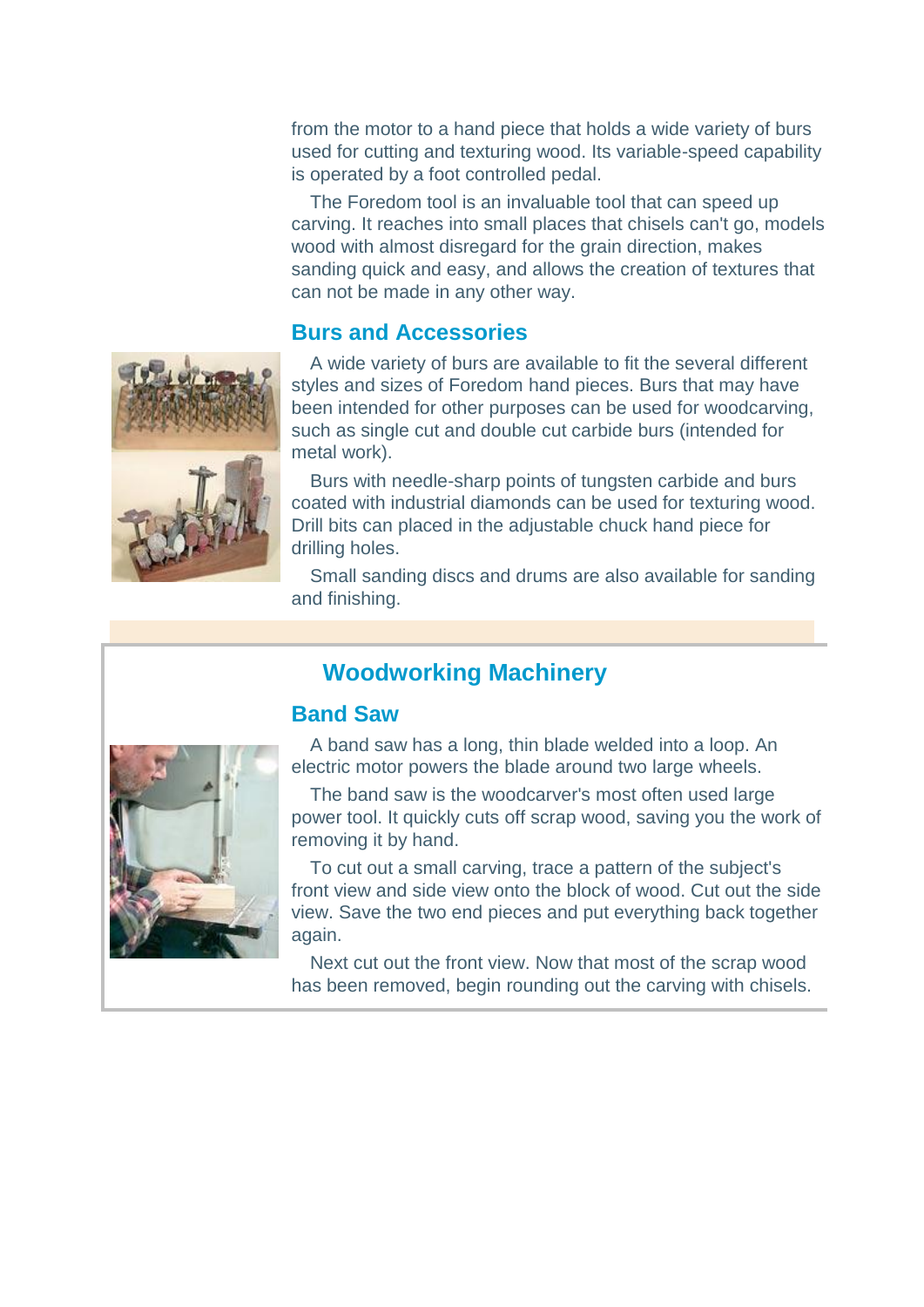from the motor to a hand piece that holds a wide variety of burs used for cutting and texturing wood. Its variable-speed capability is operated by a foot controlled pedal.

The Foredom tool is an invaluable tool that can speed up carving. It reaches into small places that chisels can't go, models wood with almost disregard for the grain direction, makes sanding quick and easy, and allows the creation of textures that can not be made in any other way.

### Burs and Accessories

A wide variety of burs are available to fit the several different styles and sizes of Foredom hand pieces. Burs that may have been intended for other purposes can be used for woodcarving, such as single cut and double cut carbide burs (intended for metal work).

Burs with needle-sharp points of tungsten carbide and burs coated with industrial diamonds can be used for texturing wood. Drill bits can placed in the adjustable chuck hand piece for drilling holes.

Small sanding discs and drums are also available for sanding and finishing.

## Woodworking Machinery

### Band Saw

A band saw has a long, thin blade welded into a loop. An electric motor powers the blade around two large wheels.

The band saw is the woodcarver's most often used large power tool. It quickly cuts off scrap wood, saving you the work of removing it by hand.

To cut out a small carving, trace a pattern of the subject's front view and side view onto the block of wood. Cut out the side view. Save the two end pieces and put everything back together again.

Next cut out the front view. Now that most of the scrap wood has been removed, begin rounding out the carving with chisels.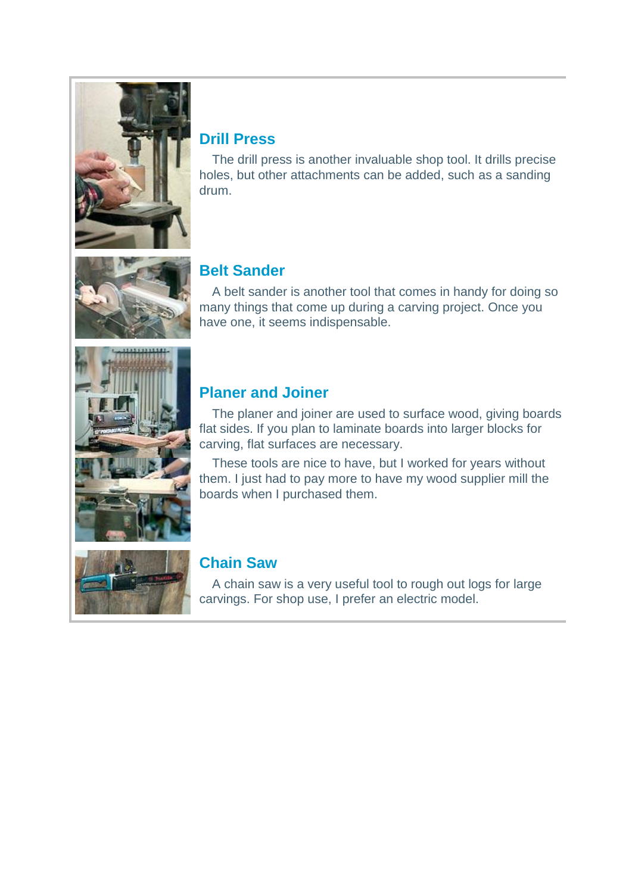## Drill Press

The drill press is another invaluable shop tool. It drills precise holes, but other attachments can be added, such as a sanding drum.

## Belt Sander

A belt sander is another tool that comes in handy for doing so many things that come up during a carving project. Once you have one, it seems indispensable.

## Planer and Joiner

The planer and joiner are used to surface wood, giving boards flat sides. If you plan to laminate boards into larger blocks for carving, flat surfaces are necessary.

These tools are nice to have, but I worked for years without them. I just had to pay more to have my wood supplier mill the boards when I purchased them.

## Chain Saw

A chain saw is a very useful tool to rough out logs for large carvings. For shop use, I prefer an electric model.